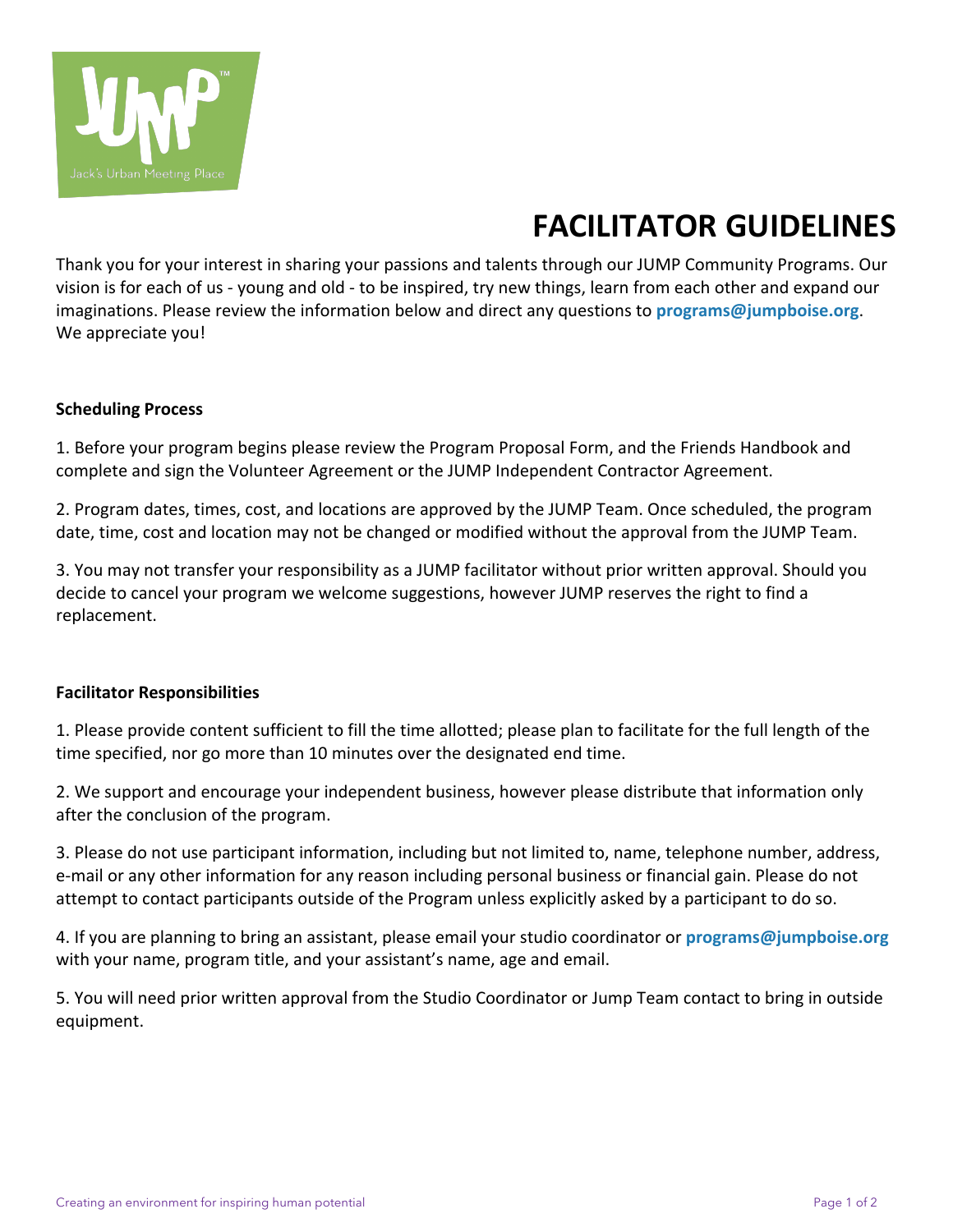# FACILITATOR GUIDELINES

Thank you for your interest in sharing your passions and talents through our JUMP Community Programs. Our vision is for each of us - young and old - to be inspired, try new things, learn from each other and expand our imaginations. Please review the information below and direct any questions to **programs@jumpboise.org**. We appreciate you!

**Scheduling Process**

1. Before your program begins please review the Program Proposal Form, and the Friends Handbook and complete and sign the Volunteer Agreement or the JUMP Independent Contractor Agreement.

2. Program dates, times, cost, and locations are approved by the JUMP Team. Once scheduled, the program date, time, cost and location may not be changed or modified without the approval from the JUMP Team.

3. You may not transfer your responsibility as a JUMP facilitator without prior written approval. Should you decide to cancel your program we welcome suggestions, however JUMP reserves the right to find a replacement.

**Facilitator Responsibilities**

1. Please provide content sufficient to fill the time allotted; please plan to facilitate for the full length of the time specified, nor go more than 10 minutes over the designated end time.

2. We support and encourage your independent business, however please distribute that information only after the conclusion of the program.

3. Please do not use participant information, including but not limited to, name, telephone number, address, e-mail or any other information for any reason including personal business or financial gain. Please do not attempt to contact participants outside of the Program unless explicitly asked by a participant to do so.

4. If you are planning to bring an assistant, please email your studio coordinator or **programs@jumpboise.org** with your name, program title, and your assistant's name, age and email.

5. You will need prior written approval from the Studio Coordinator or Jump Team contact to bring in outside equipment.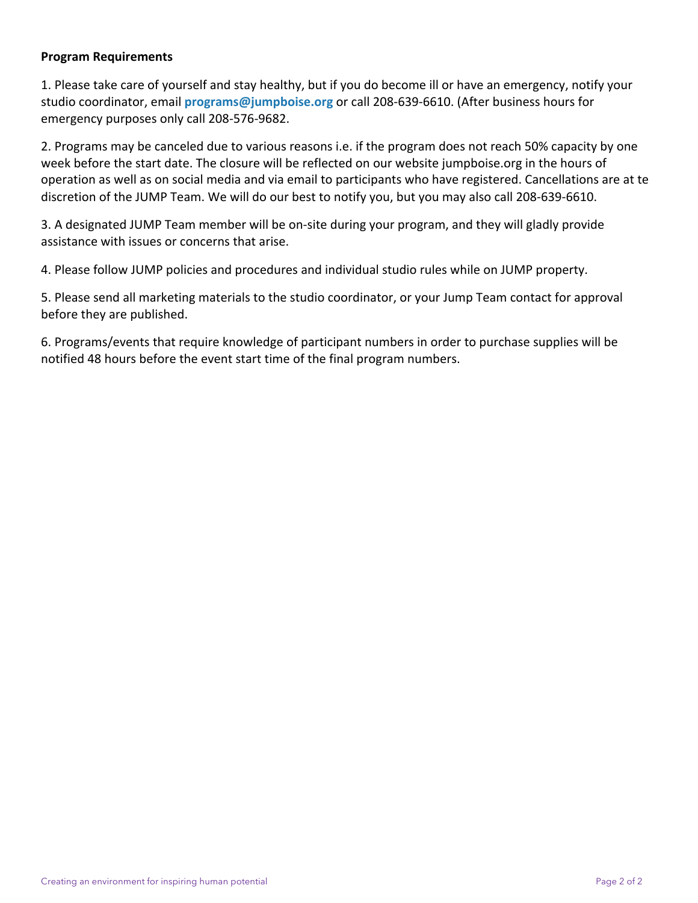**Program Requirements**

1. Please take care of yourself and stay healthy, but if you do become ill or have an emergency, notify your studio coordinator, email **programs@jumpboise.org** or call 208-639-6610. (After business hours for emergency purposes only call 208-576-9682.

2. Programs may be canceled due to various reasons i.e. if the program does not reach 50% capacity by one week before the start date. The closure will be reflected on our website jumpboise.org in the hours of operation as well as on social media and via email to participants who have registered. Cancellations are at te discretion of the JUMP Team. We will do our best to notify you, but you may also call 208-639-6610.

3. A designated JUMP Team member will be on-site during your program, and they will gladly provide assistance with issues or concerns that arise.

4. Please follow JUMP policies and procedures and individual studio rules while on JUMP property.

5. Please send all marketing materials to the studio coordinator, or your Jump Team contact for approval before they are published.

6. Programs/events that require knowledge of participant numbers in order to purchase supplies will be notified 48 hours before the event start time of the final program numbers.